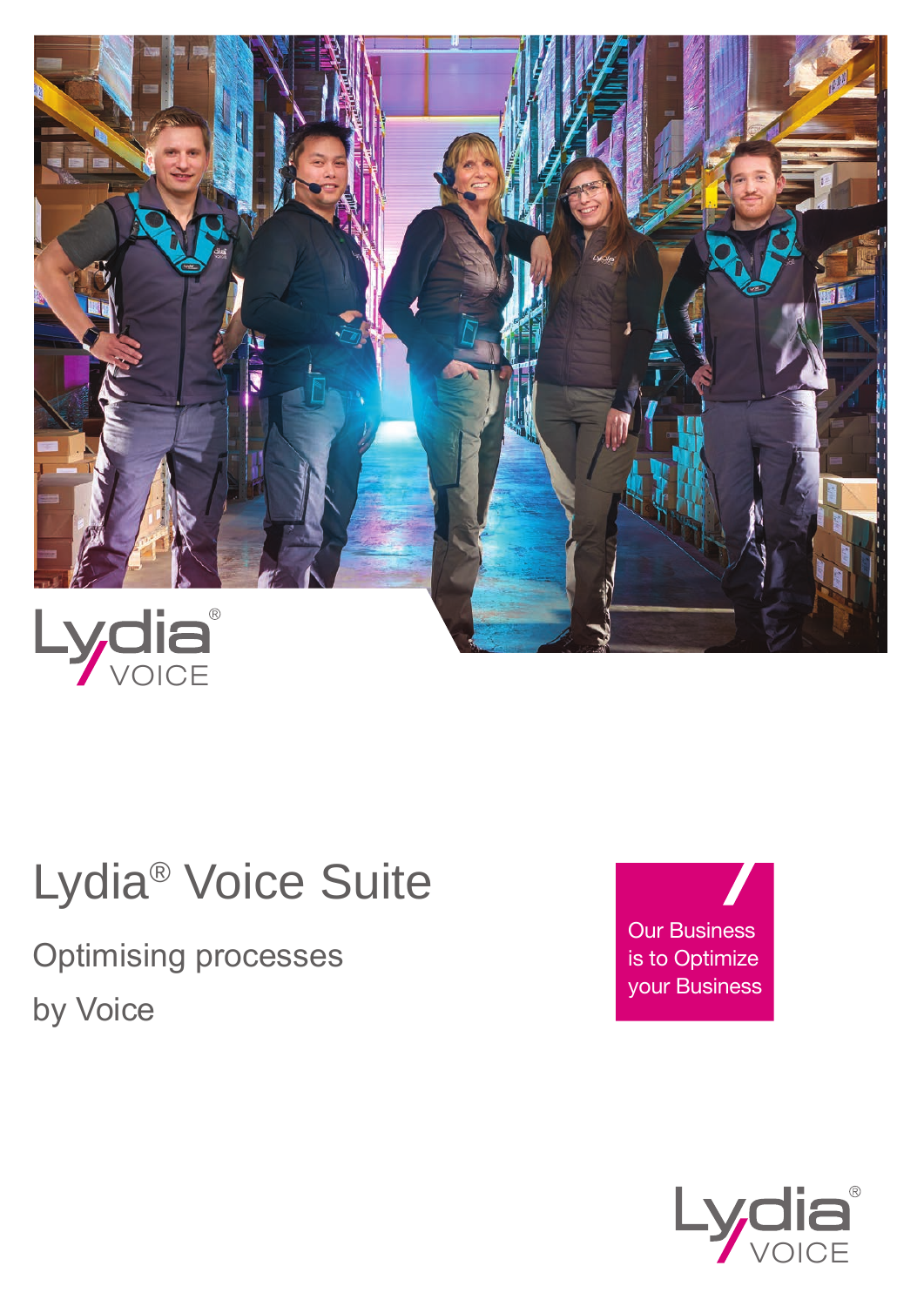Lydia® VOICE

# Lydia® Voice Suite

Optimising processes

by Voice

Our Business is to Optimize your Business

Lydia® VOICE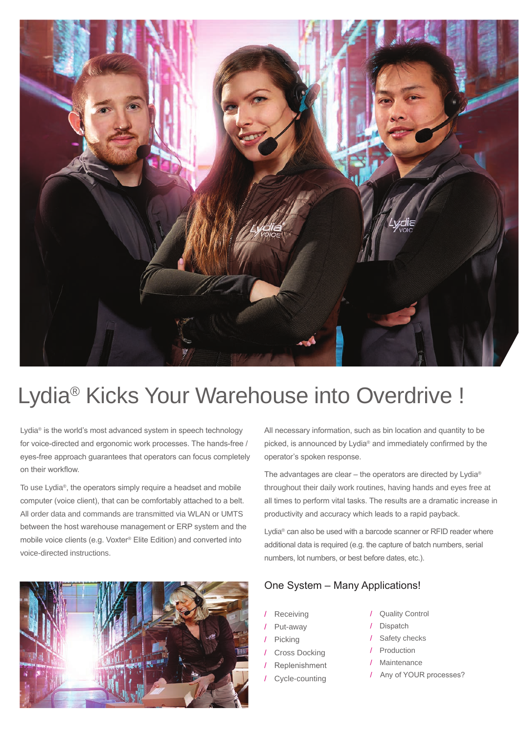# Lydia® Kicks Your Warehouse into Overdrive !

Lydia® is the world's most advanced system in speech technology for voice-directed and ergonomic work processes. The hands-free / eyes-free approach guarantees that operators can focus completely on their workflow.

To use Lydia®, the operators simply require a headset and mobile computer (voice client), that can be comfortably attached to a belt. All order data and commands are transmitted via WLAN or UMTS between the host warehouse management or ERP system and the mobile voice clients (e.g. Voxter® Elite Edition) and converted into voice-directed instructions.

All necessary information, such as bin location and quantity to be picked, is announced by Lydia® and immediately confirmed by the operator's spoken response.

The advantages are clear – the operators are directed by Lydia® throughout their daily work routines, having hands and eyes free at all times to perform vital tasks. The results are a dramatic increase in productivity and accuracy which leads to a rapid payback.

Lydia® can also be used with a barcode scanner or RFID reader where additional data is required (e.g. the capture of batch numbers, serial numbers, lot numbers, or best before dates, etc.).

## One System – Many Applications!

- Receiving
- Put-away
- Picking
- Cross Docking
- Replenishment
- Cycle-counting
- Quality Control
- Dispatch
- Safety checks
- Production
- Maintenance
- Any of YOUR processes?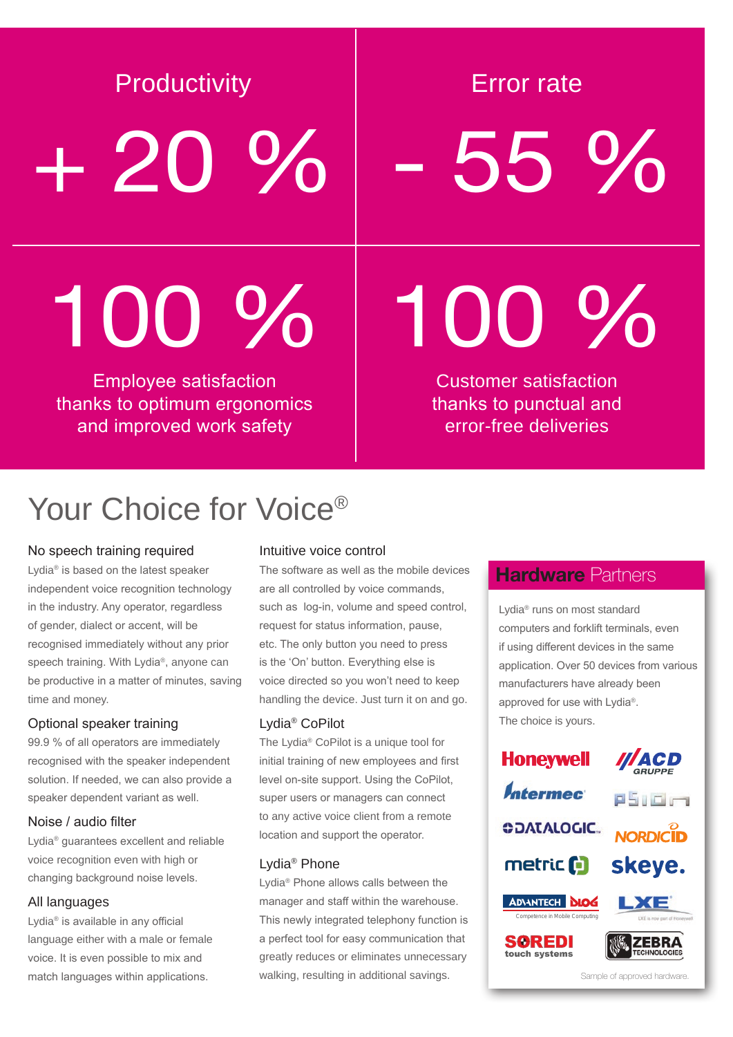**Productivity**

**+ 20 %**

**Error rate**

**- 55 %**

**100 %**

Employee satisfaction thanks to optimum ergonomics and improved work safety

**100 %**

Customer satisfaction thanks to punctual and error-free deliveries

# Your Choice for Voice®

### No speech training required

Lydia® is based on the latest speaker independent voice recognition technology in the industry. Any operator, regardless of gender, dialect or accent, will be recognised immediately without any prior speech training. With Lydia®, anyone can be productive in a matter of minutes, saving time and money.

### Optional speaker training

99.9 % of all operators are immediately recognised with the speaker independent solution. If needed, we can also provide a speaker dependent variant as well.

### Noise / audio filter

Lydia® guarantees excellent and reliable voice recognition even with high or changing background noise levels.

### All languages

Lydia® is available in any official language either with a male or female voice. It is even possible to mix and match languages within applications.

### Intuitive voice control

The software as well as the mobile devices are all controlled by voice commands, such as log-in, volume and speed control, request for status information, pause, etc. The only button you need to press is the 'On' button. Everything else is voice directed so you won't need to keep handling the device. Just turn it on and go.

### Lydia® CoPilot

The Lydia® CoPilot is a unique tool for initial training of new employees and first level on-site support. Using the CoPilot, super users or managers can connect to any active voice client from a remote location and support the operator.

### Lydia® Phone

Lydia® Phone allows calls between the manager and staff within the warehouse. This newly integrated telephony function is a perfect tool for easy communication that greatly reduces or eliminates unnecessary walking, resulting in additional savings.

## Hardware Partners

Lydia® runs on most standard computers and forklift terminals, even if using different devices in the same application. Over 50 devices from various manufacturers have already been approved for use with Lydia®. The choice is yours.

Honeywell, ACD Gruppe, Intermec, Psion, Datalogic, NordicID, metric, skeye., Advantech DLoG (Competence in Mobile Computing), LXE (LXE is now part of Honeywell), Soredi touch systems, Zebra Technologies

Sample of approved hardware.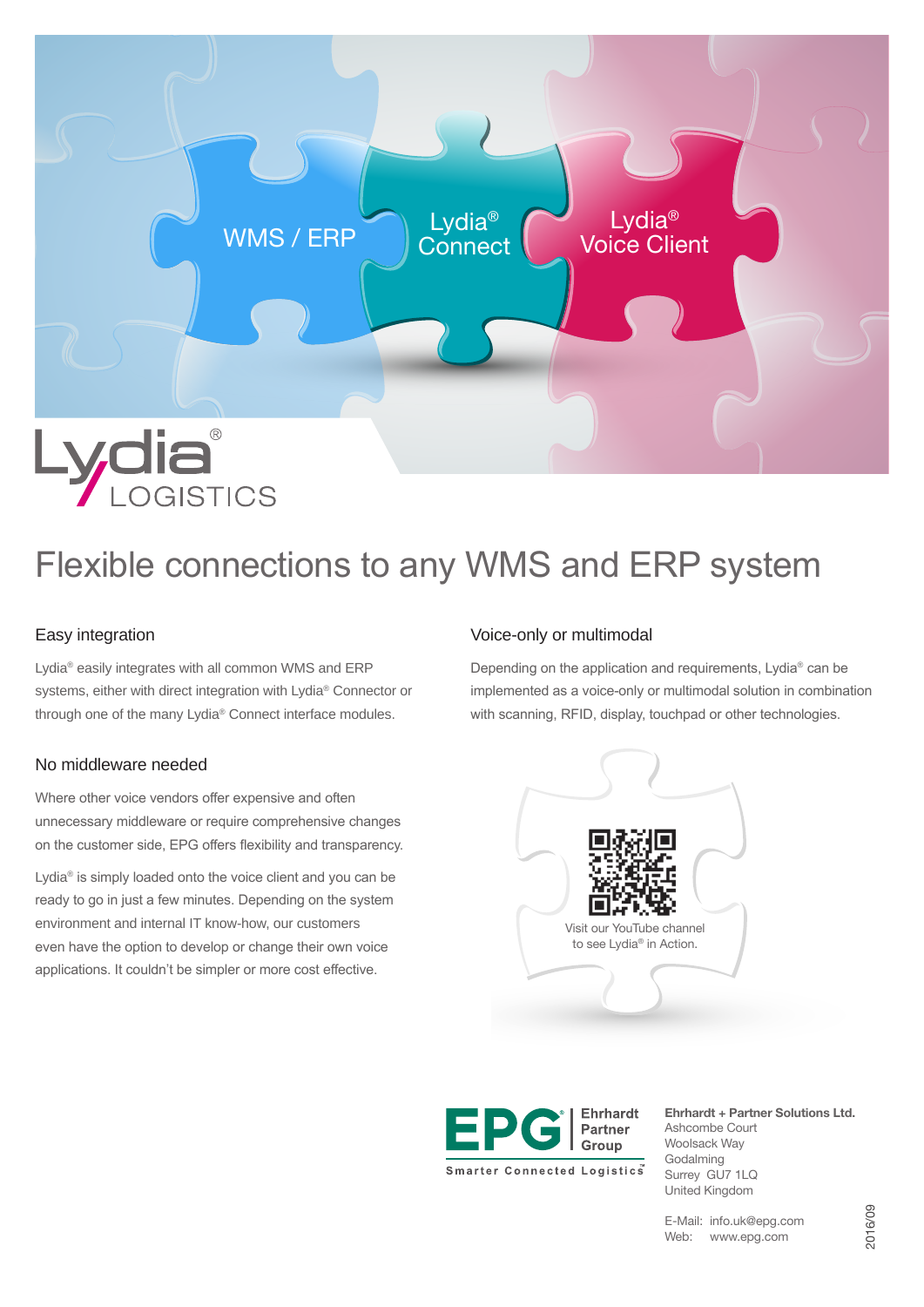WMS / ERP

Lydia® Connect

Lydia® Voice Client

Lydia® LOGISTICS

# Flexible connections to any WMS and ERP system

## Easy integration

Lydia® easily integrates with all common WMS and ERP systems, either with direct integration with Lydia® Connector or through one of the many Lydia® Connect interface modules.

## No middleware needed

Where other voice vendors offer expensive and often unnecessary middleware or require comprehensive changes on the customer side, EPG offers flexibility and transparency.

Lydia® is simply loaded onto the voice client and you can be ready to go in just a few minutes. Depending on the system environment and internal IT know-how, our customers even have the option to develop or change their own voice applications. It couldn't be simpler or more cost effective.

## Voice-only or multimodal

Depending on the application and requirements, Lydia® can be implemented as a voice-only or multimodal solution in combination with scanning, RFID, display, touchpad or other technologies.

Visit our YouTube channel to see Lydia® in Action.

EPG® Ehrhardt Partner Group

Smarter Connected Logistics™

**Ehrhardt + Partner Solutions Ltd.**
Ashcombe Court
Woolsack Way
Godalming
Surrey GU7 1LQ
United Kingdom

E-Mail: info.uk@epg.com
Web: www.epg.com

2016/09